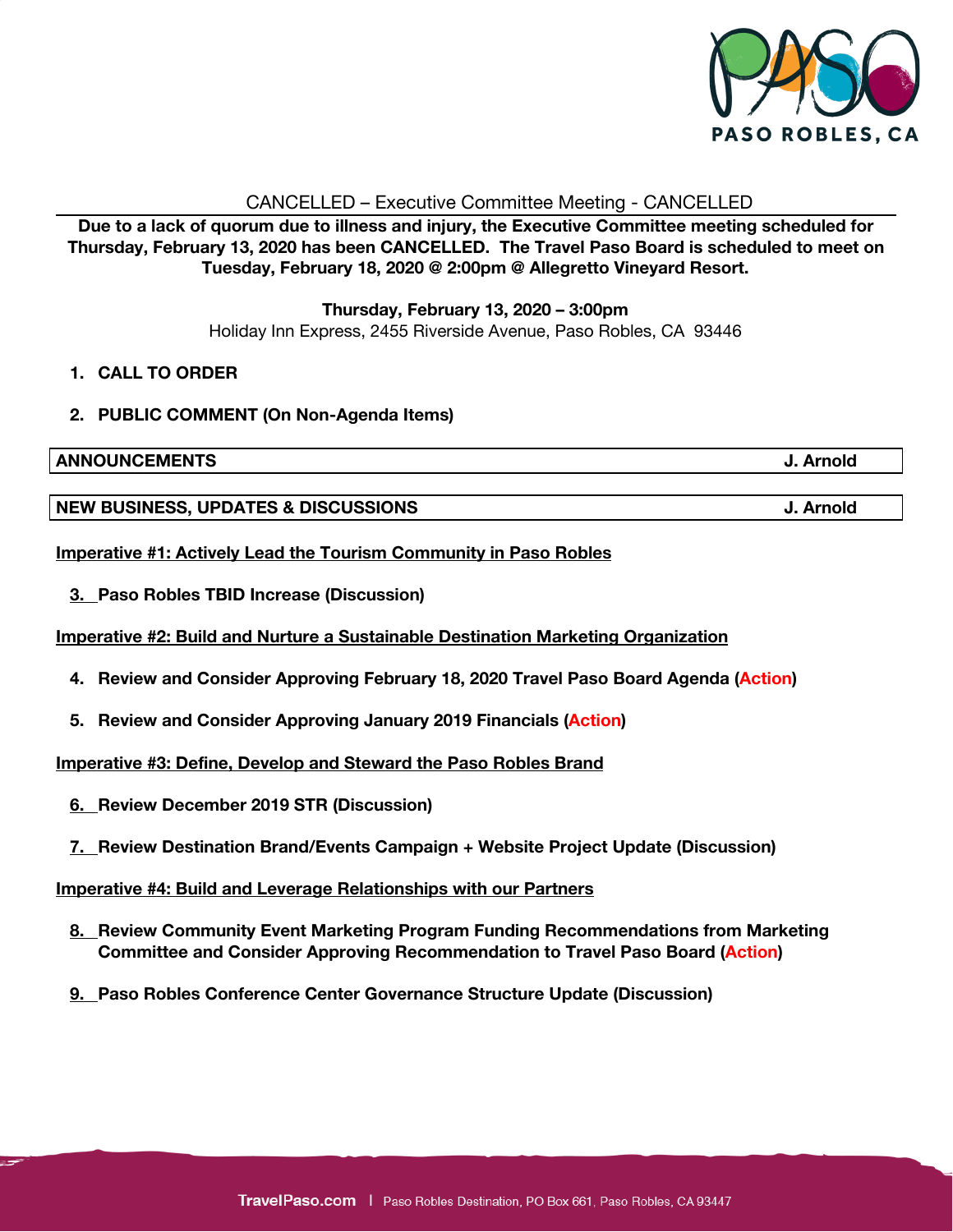PASO ROBLES, CA

# CANCELLED – Executive Committee Meeting - CANCELLED

**Due to a lack of quorum due to illness and injury, the Executive Committee meeting scheduled for Thursday, February 13, 2020 has been CANCELLED. The Travel Paso Board is scheduled to meet on Tuesday, February 18, 2020 @ 2:00pm @ Allegretto Vineyard Resort.**

**Thursday, February 13, 2020 – 3:00pm**
Holiday Inn Express, 2455 Riverside Avenue, Paso Robles, CA 93446

1. **CALL TO ORDER**
2. **PUBLIC COMMENT (On Non-Agenda Items)**

| ANNOUNCEMENTS | J. Arnold |
|---|---|

| NEW BUSINESS, UPDATES & DISCUSSIONS | J. Arnold |
|---|---|

**Imperative #1: Actively Lead the Tourism Community in Paso Robles**

3. **Paso Robles TBID Increase (Discussion)**

**Imperative #2: Build and Nurture a Sustainable Destination Marketing Organization**

4. **Review and Consider Approving February 18, 2020 Travel Paso Board Agenda (Action)**
5. **Review and Consider Approving January 2019 Financials (Action)**

**Imperative #3: Define, Develop and Steward the Paso Robles Brand**

6. **Review December 2019 STR (Discussion)**
7. **Review Destination Brand/Events Campaign + Website Project Update (Discussion)**

**Imperative #4: Build and Leverage Relationships with our Partners**

8. **Review Community Event Marketing Program Funding Recommendations from Marketing Committee and Consider Approving Recommendation to Travel Paso Board (Action)**
9. **Paso Robles Conference Center Governance Structure Update (Discussion)**

TravelPaso.com | Paso Robles Destination, PO Box 661, Paso Robles, CA 93447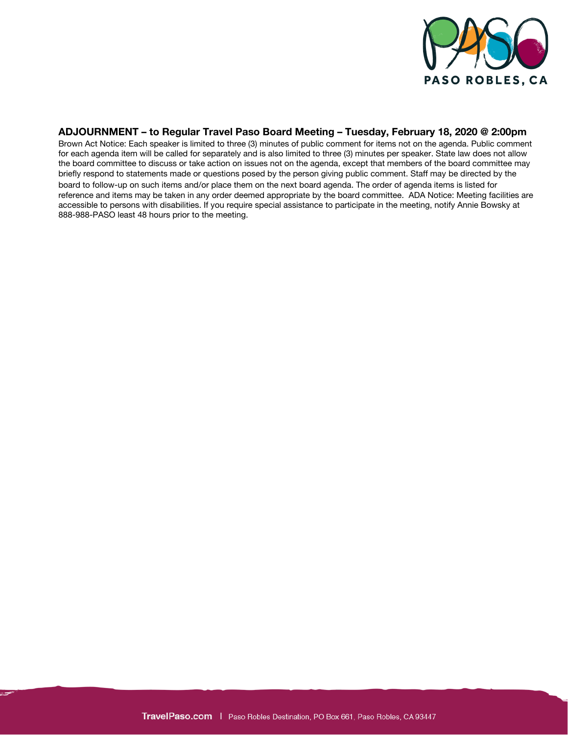**ADJOURNMENT – to Regular Travel Paso Board Meeting – Tuesday, February 18, 2020 @ 2:00pm**

Brown Act Notice: Each speaker is limited to three (3) minutes of public comment for items not on the agenda. Public comment for each agenda item will be called for separately and is also limited to three (3) minutes per speaker. State law does not allow the board committee to discuss or take action on issues not on the agenda, except that members of the board committee may briefly respond to statements made or questions posed by the person giving public comment. Staff may be directed by the board to follow-up on such items and/or place them on the next board agenda. The order of agenda items is listed for reference and items may be taken in any order deemed appropriate by the board committee. ADA Notice: Meeting facilities are accessible to persons with disabilities. If you require special assistance to participate in the meeting, notify Annie Bowsky at 888-988-PASO least 48 hours prior to the meeting.